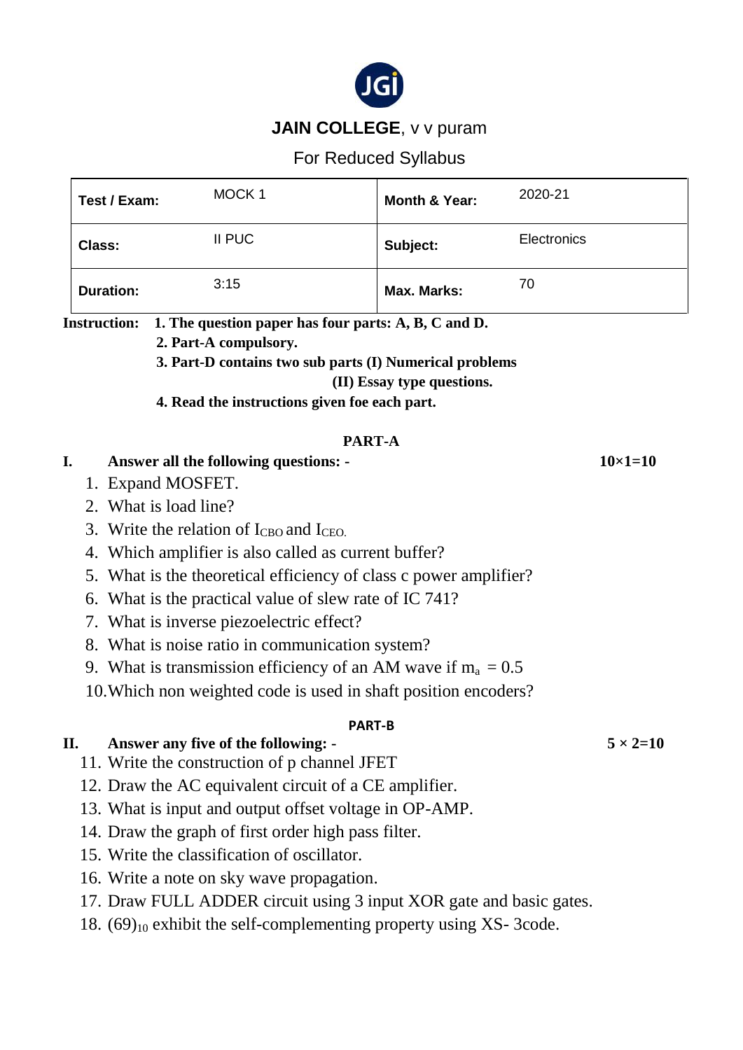# JAIN COLLEGE, v v puram

For Reduced Syllabus

| Test / Exam: | MOCK 1 | Month & Year: | 2020-21 |
|---|---|---|---|
| Class: | II PUC | Subject: | Electronics |
| Duration: | 3:15 | Max. Marks: | 70 |

**Instruction: 1. The question paper has four parts: A, B, C and D.**

**2. Part-A compulsory.**

**3. Part-D contains two sub parts (I) Numerical problems**

**(II) Essay type questions.**

**4. Read the instructions given foe each part.**

## PART-A

**I. Answer all the following questions: -** **10×1=10**

1. Expand MOSFET.
2. What is load line?
3. Write the relation of $I_{CBO}$ and $I_{CEO.}$
4. Which amplifier is also called as current buffer?
5. What is the theoretical efficiency of class c power amplifier?
6. What is the practical value of slew rate of IC 741?
7. What is inverse piezoelectric effect?
8. What is noise ratio in communication system?
9. What is transmission efficiency of an AM wave if $m_a = 0.5$
10. Which non weighted code is used in shaft position encoders?

## PART-B

**II. Answer any five of the following: -** **5 × 2=10**

11. Write the construction of p channel JFET
12. Draw the AC equivalent circuit of a CE amplifier.
13. What is input and output offset voltage in OP-AMP.
14. Draw the graph of first order high pass filter.
15. Write the classification of oscillator.
16. Write a note on sky wave propagation.
17. Draw FULL ADDER circuit using 3 input XOR gate and basic gates.
18. $(69)_{10}$ exhibit the self-complementing property using XS- 3code.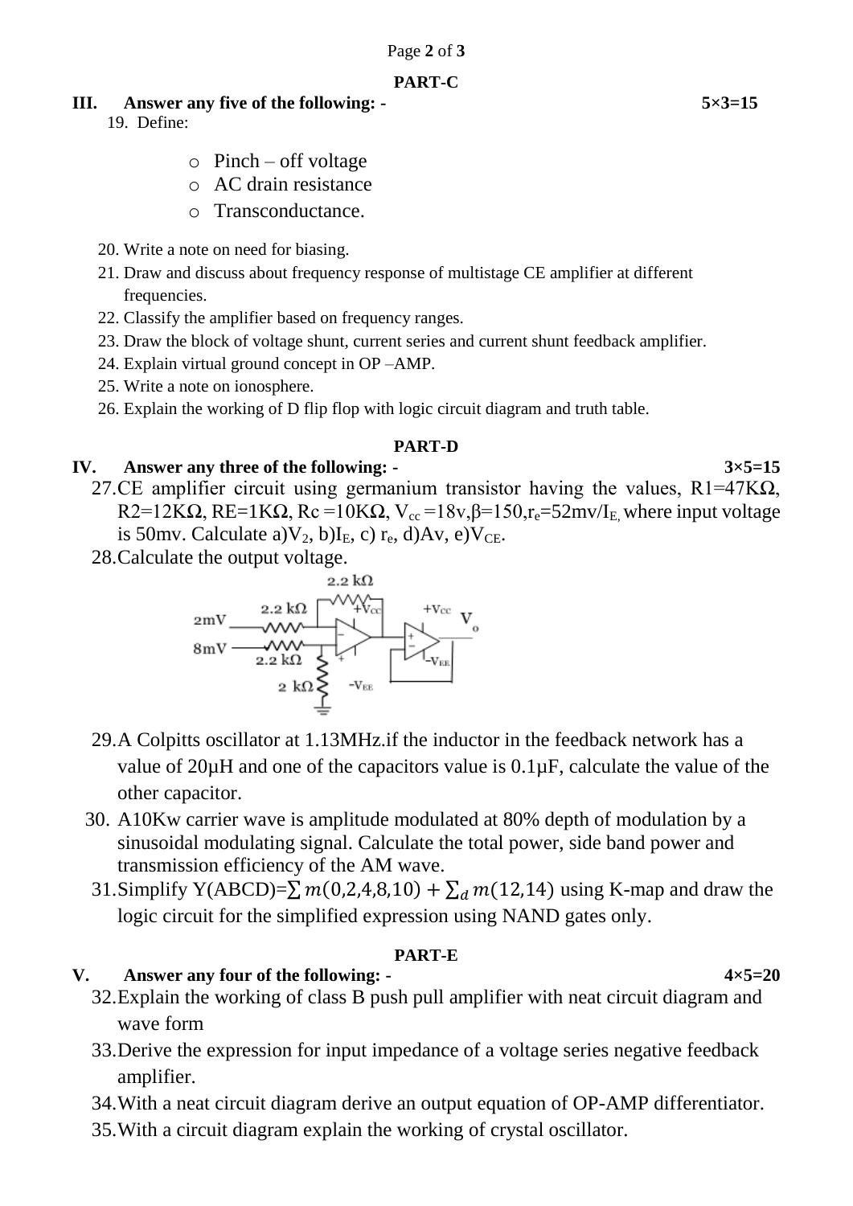## PART-C

**III. Answer any five of the following: - 5×3=15**

19. Define:
    - Pinch – off voltage
    - AC drain resistance
    - Transconductance.
20. Write a note on need for biasing.
21. Draw and discuss about frequency response of multistage CE amplifier at different frequencies.
22. Classify the amplifier based on frequency ranges.
23. Draw the block of voltage shunt, current series and current shunt feedback amplifier.
24. Explain virtual ground concept in OP –AMP.
25. Write a note on ionosphere.
26. Explain the working of D flip flop with logic circuit diagram and truth table.

## PART-D

**IV. Answer any three of the following: - 3×5=15**

27. CE amplifier circuit using germanium transistor having the values, R1=47KΩ, R2=12KΩ, RE=1KΩ, Rc =10KΩ, $V_{cc}$ =18v, β=150, $r_e$=52mv/$I_E$, where input voltage is 50mv. Calculate a)$V_2$, b)$I_E$, c) $r_e$, d)Av, e)$V_{CE}$.
28. Calculate the output voltage.

    2.2 kΩ, +Vcc, 2.2 kΩ, 2mV, 8mV, 2.2 kΩ, 2 kΩ, -VEE, +Vcc, Vo, -VEE

29. A Colpitts oscillator at 1.13MHz.if the inductor in the feedback network has a value of 20µH and one of the capacitors value is 0.1µF, calculate the value of the other capacitor.
30. A10Kw carrier wave is amplitude modulated at 80% depth of modulation by a sinusoidal modulating signal. Calculate the total power, side band power and transmission efficiency of the AM wave.
31. Simplify Y(ABCD)=$\sum m(0,2,4,8,10) + \sum_d m(12,14)$ using K-map and draw the logic circuit for the simplified expression using NAND gates only.

## PART-E

**V. Answer any four of the following: - 4×5=20**

32. Explain the working of class B push pull amplifier with neat circuit diagram and wave form
33. Derive the expression for input impedance of a voltage series negative feedback amplifier.
34. With a neat circuit diagram derive an output equation of OP-AMP differentiator.
35. With a circuit diagram explain the working of crystal oscillator.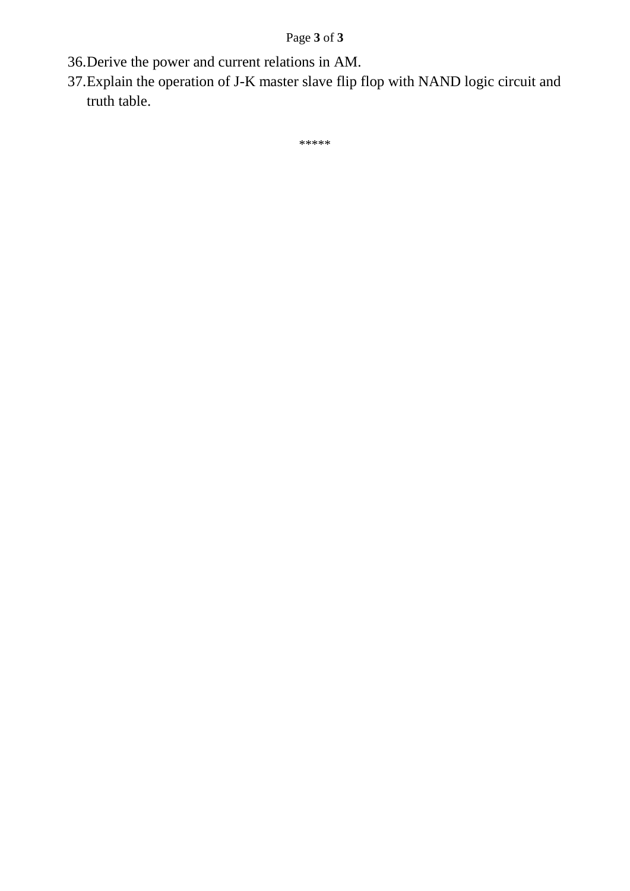36. Derive the power and current relations in AM.
37. Explain the operation of J-K master slave flip flop with NAND logic circuit and truth table.

*****